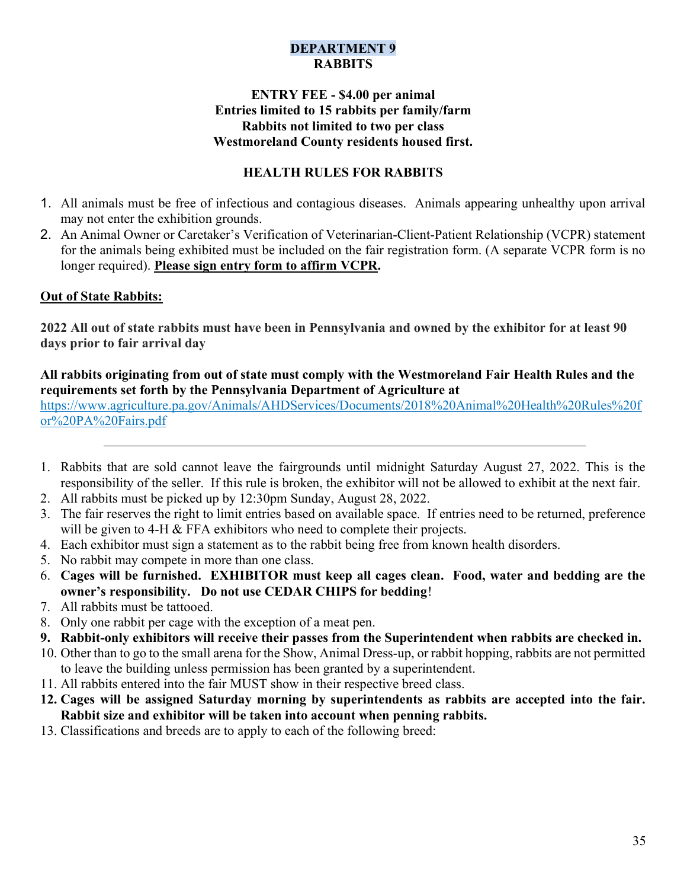# DEPARTMENT 9
## RABBITS

**ENTRY FEE - $4.00 per animal**
**Entries limited to 15 rabbits per family/farm**
**Rabbits not limited to two per class**
**Westmoreland County residents housed first.**

### HEALTH RULES FOR RABBITS

1. All animals must be free of infectious and contagious diseases. Animals appearing unhealthy upon arrival may not enter the exhibition grounds.
2. An Animal Owner or Caretaker's Verification of Veterinarian-Client-Patient Relationship (VCPR) statement for the animals being exhibited must be included on the fair registration form. (A separate VCPR form is no longer required). **Please sign entry form to affirm VCPR.**

**Out of State Rabbits:**

**2022 All out of state rabbits must have been in Pennsylvania and owned by the exhibitor for at least 90 days prior to fair arrival day**

**All rabbits originating from out of state must comply with the Westmoreland Fair Health Rules and the requirements set forth by the Pennsylvania Department of Agriculture at**
https://www.agriculture.pa.gov/Animals/AHDServices/Documents/2018%20Animal%20Health%20Rules%20for%20PA%20Fairs.pdf

---

1. Rabbits that are sold cannot leave the fairgrounds until midnight Saturday August 27, 2022. This is the responsibility of the seller. If this rule is broken, the exhibitor will not be allowed to exhibit at the next fair.
2. All rabbits must be picked up by 12:30pm Sunday, August 28, 2022.
3. The fair reserves the right to limit entries based on available space. If entries need to be returned, preference will be given to 4-H & FFA exhibitors who need to complete their projects.
4. Each exhibitor must sign a statement as to the rabbit being free from known health disorders.
5. No rabbit may compete in more than one class.
6. **Cages will be furnished. EXHIBITOR must keep all cages clean. Food, water and bedding are the owner's responsibility. Do not use CEDAR CHIPS for bedding**!
7. All rabbits must be tattooed.
8. Only one rabbit per cage with the exception of a meat pen.
9. **Rabbit-only exhibitors will receive their passes from the Superintendent when rabbits are checked in.**
10. Other than to go to the small arena for the Show, Animal Dress-up, or rabbit hopping, rabbits are not permitted to leave the building unless permission has been granted by a superintendent.
11. All rabbits entered into the fair MUST show in their respective breed class.
12. **Cages will be assigned Saturday morning by superintendents as rabbits are accepted into the fair. Rabbit size and exhibitor will be taken into account when penning rabbits.**
13. Classifications and breeds are to apply to each of the following breed: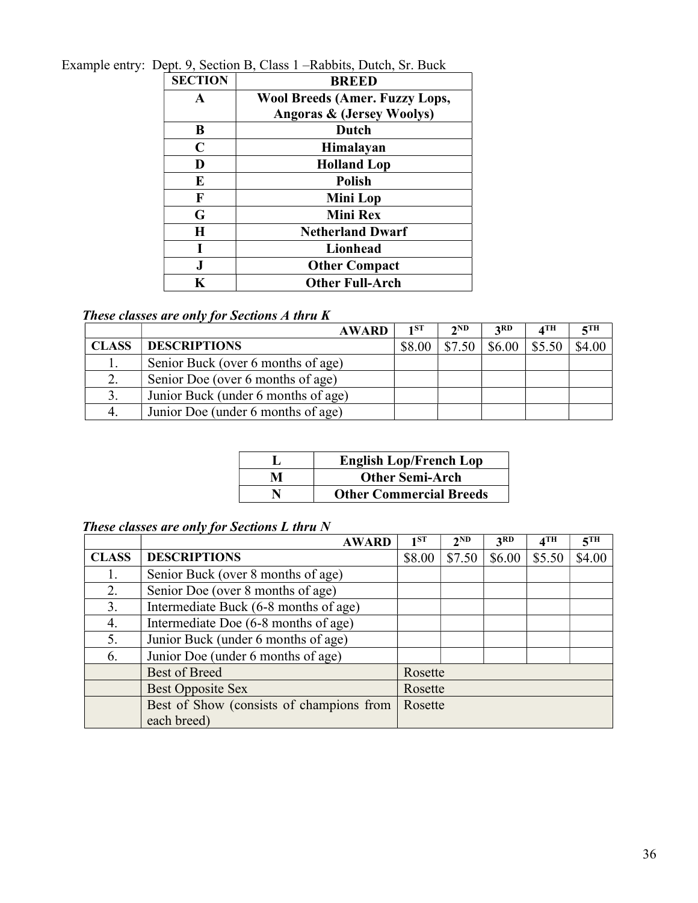Example entry: Dept. 9, Section B, Class 1 –Rabbits, Dutch, Sr. Buck

| SECTION | BREED |
|---|---|
| A | Wool Breeds (Amer. Fuzzy Lops, Angoras & (Jersey Woolys) |
| B | Dutch |
| C | Himalayan |
| D | Holland Lop |
| E | Polish |
| F | Mini Lop |
| G | Mini Rex |
| H | Netherland Dwarf |
| I | Lionhead |
| J | Other Compact |
| K | Other Full-Arch |

***These classes are only for Sections A thru K***

| | AWARD | 1ST | 2ND | 3RD | 4TH | 5TH |
|---|---|---|---|---|---|---|
| CLASS | DESCRIPTIONS | \$8.00 | \$7.50 | \$6.00 | \$5.50 | \$4.00 |
| 1. | Senior Buck (over 6 months of age) | | | | | |
| 2. | Senior Doe (over 6 months of age) | | | | | |
| 3. | Junior Buck (under 6 months of age) | | | | | |
| 4. | Junior Doe (under 6 months of age) | | | | | |

| | |
|---|---|
| L | English Lop/French Lop |
| M | Other Semi-Arch |
| N | Other Commercial Breeds |

***These classes are only for Sections L thru N***

| | AWARD | 1ST | 2ND | 3RD | 4TH | 5TH |
|---|---|---|---|---|---|---|
| CLASS | DESCRIPTIONS | \$8.00 | \$7.50 | \$6.00 | \$5.50 | \$4.00 |
| 1. | Senior Buck (over 8 months of age) | | | | | |
| 2. | Senior Doe (over 8 months of age) | | | | | |
| 3. | Intermediate Buck (6-8 months of age) | | | | | |
| 4. | Intermediate Doe (6-8 months of age) | | | | | |
| 5. | Junior Buck (under 6 months of age) | | | | | |
| 6. | Junior Doe (under 6 months of age) | | | | | |
| | Best of Breed | Rosette | | | | |
| | Best Opposite Sex | Rosette | | | | |
| | Best of Show (consists of champions from each breed) | Rosette | | | | |